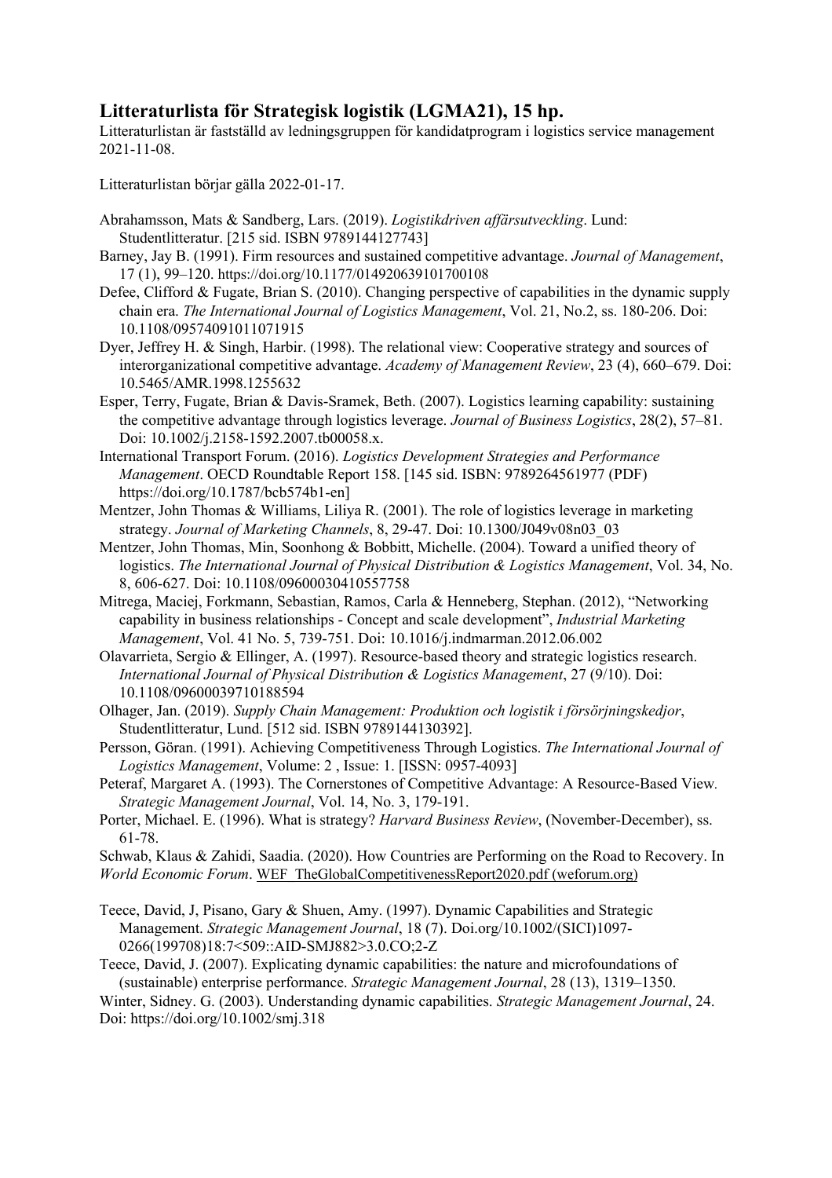## Litteraturlista för Strategisk logistik (LGMA21), 15 hp.

Litteraturlistan är fastställd av ledningsgruppen för kandidatprogram i logistics service management 2021-11-08.

Litteraturlistan börjar gälla 2022-01-17.

Abrahamsson, Mats & Sandberg, Lars. (2019). *Logistikdriven affärsutveckling*. Lund: Studentlitteratur. [215 sid. ISBN 9789144127743]

Barney, Jay B. (1991). Firm resources and sustained competitive advantage. *Journal of Management*, 17 (1), 99–120. https://doi.org/10.1177/014920639101700108

Defee, Clifford & Fugate, Brian S. (2010). Changing perspective of capabilities in the dynamic supply chain era. *The International Journal of Logistics Management*, Vol. 21, No.2, ss. 180-206. Doi: 10.1108/09574091011071915

Dyer, Jeffrey H. & Singh, Harbir. (1998). The relational view: Cooperative strategy and sources of interorganizational competitive advantage. *Academy of Management Review*, 23 (4), 660–679. Doi: 10.5465/AMR.1998.1255632

Esper, Terry, Fugate, Brian & Davis-Sramek, Beth. (2007). Logistics learning capability: sustaining the competitive advantage through logistics leverage. *Journal of Business Logistics*, 28(2), 57–81. Doi: 10.1002/j.2158-1592.2007.tb00058.x.

International Transport Forum. (2016). *Logistics Development Strategies and Performance Management*. OECD Roundtable Report 158. [145 sid. ISBN: 9789264561977 (PDF) https://doi.org/10.1787/bcb574b1-en]

Mentzer, John Thomas & Williams, Liliya R. (2001). The role of logistics leverage in marketing strategy. *Journal of Marketing Channels*, 8, 29-47. Doi: 10.1300/J049v08n03_03

Mentzer, John Thomas, Min, Soonhong & Bobbitt, Michelle. (2004). Toward a unified theory of logistics. *The International Journal of Physical Distribution & Logistics Management*, Vol. 34, No. 8, 606-627. Doi: 10.1108/09600030410557758

Mitrega, Maciej, Forkmann, Sebastian, Ramos, Carla & Henneberg, Stephan. (2012), "Networking capability in business relationships - Concept and scale development", *Industrial Marketing Management*, Vol. 41 No. 5, 739-751. Doi: 10.1016/j.indmarman.2012.06.002

Olavarrieta, Sergio & Ellinger, A. (1997). Resource-based theory and strategic logistics research. *International Journal of Physical Distribution & Logistics Management*, 27 (9/10). Doi: 10.1108/09600039710188594

Olhager, Jan. (2019). *Supply Chain Management: Produktion och logistik i försörjningskedjor*, Studentlitteratur, Lund. [512 sid. ISBN 9789144130392].

Persson, Göran. (1991). Achieving Competitiveness Through Logistics. *The International Journal of Logistics Management*, Volume: 2 , Issue: 1. [ISSN: 0957-4093]

Peteraf, Margaret A. (1993). The Cornerstones of Competitive Advantage: A Resource-Based View. *Strategic Management Journal*, Vol. 14, No. 3, 179-191.

Porter, Michael. E. (1996). What is strategy? *Harvard Business Review*, (November-December), ss. 61-78.

Schwab, Klaus & Zahidi, Saadia. (2020). How Countries are Performing on the Road to Recovery. In *World Economic Forum*. WEF_TheGlobalCompetitivenessReport2020.pdf (weforum.org)

Teece, David, J, Pisano, Gary & Shuen, Amy. (1997). Dynamic Capabilities and Strategic Management. *Strategic Management Journal*, 18 (7). Doi.org/10.1002/(SICI)1097-0266(199708)18:7<509::AID-SMJ882>3.0.CO;2-Z

Teece, David, J. (2007). Explicating dynamic capabilities: the nature and microfoundations of (sustainable) enterprise performance. *Strategic Management Journal*, 28 (13), 1319–1350.

Winter, Sidney. G. (2003). Understanding dynamic capabilities. *Strategic Management Journal*, 24. Doi: https://doi.org/10.1002/smj.318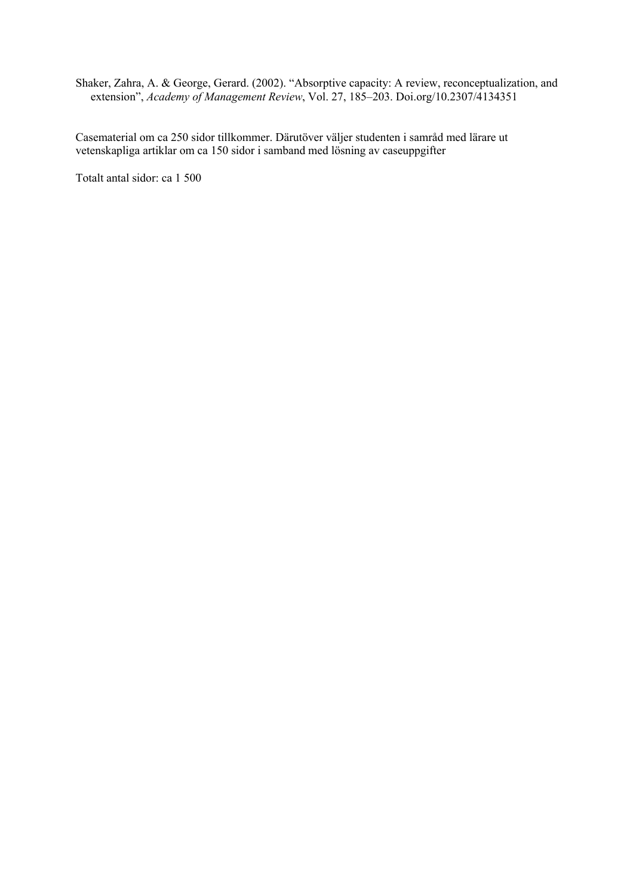Shaker, Zahra, A. & George, Gerard. (2002). "Absorptive capacity: A review, reconceptualization, and extension", *Academy of Management Review*, Vol. 27, 185–203. Doi.org/10.2307/4134351

Casematerial om ca 250 sidor tillkommer. Därutöver väljer studenten i samråd med lärare ut vetenskapliga artiklar om ca 150 sidor i samband med lösning av caseuppgifter

Totalt antal sidor: ca 1 500